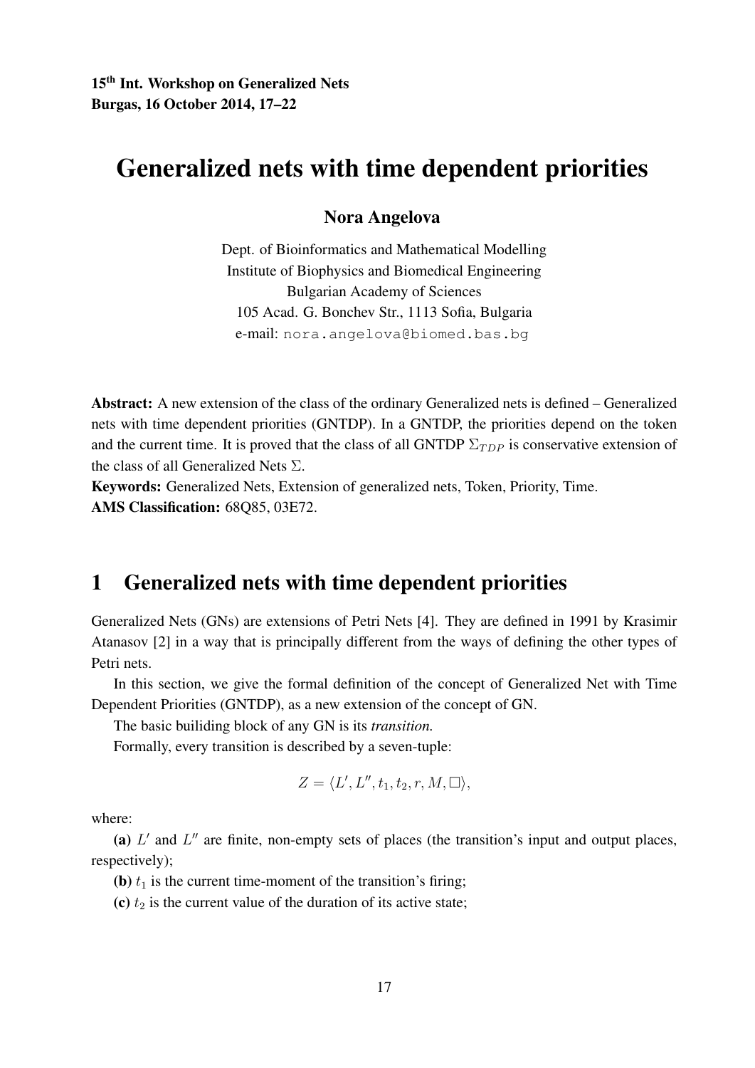15th Int. Workshop on Generalized Nets
Burgas, 16 October 2014, 17–22

# Generalized nets with time dependent priorities

**Nora Angelova**

Dept. of Bioinformatics and Mathematical Modelling
Institute of Biophysics and Biomedical Engineering
Bulgarian Academy of Sciences
105 Acad. G. Bonchev Str., 1113 Sofia, Bulgaria
e-mail: nora.angelova@biomed.bas.bg

**Abstract:** A new extension of the class of the ordinary Generalized nets is defined – Generalized nets with time dependent priorities (GNTDP). In a GNTDP, the priorities depend on the token and the current time. It is proved that the class of all GNTDP $\Sigma_{TDP}$ is conservative extension of the class of all Generalized Nets $\Sigma$.

**Keywords:** Generalized Nets, Extension of generalized nets, Token, Priority, Time.

**AMS Classification:** 68Q85, 03E72.

## 1 Generalized nets with time dependent priorities

Generalized Nets (GNs) are extensions of Petri Nets [4]. They are defined in 1991 by Krasimir Atanasov [2] in a way that is principally different from the ways of defining the other types of Petri nets.

In this section, we give the formal definition of the concept of Generalized Net with Time Dependent Priorities (GNTDP), as a new extension of the concept of GN.

The basic builiding block of any GN is its *transition.*

Formally, every transition is described by a seven-tuple:

$$Z = \langle L', L'', t_1, t_2, r, M, \Box \rangle,$$

where:

**(a)** $L'$ and $L''$ are finite, non-empty sets of places (the transition's input and output places, respectively);

**(b)** $t_1$ is the current time-moment of the transition's firing;

**(c)** $t_2$ is the current value of the duration of its active state;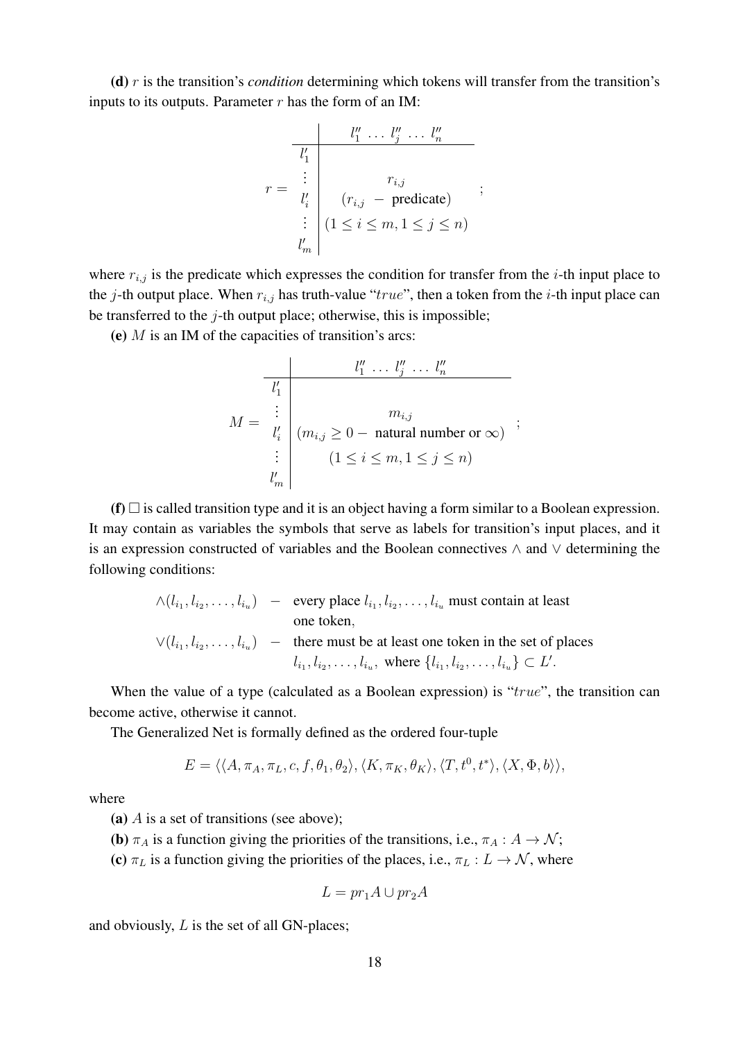**(d)** $r$ is the transition's *condition* determining which tokens will transfer from the transition's inputs to its outputs. Parameter $r$ has the form of an IM:

$$r = \begin{array}{c|c} & l''_1 \ \dots \ l''_j \ \dots \ l''_n \\ \hline l'_1 & \\ \vdots & r_{i,j} \\ l'_i & (r_{i,j} \ - \ \text{predicate}) \\ \vdots & (1 \le i \le m, 1 \le j \le n) \\ l'_m & \end{array} ;$$

where $r_{i,j}$ is the predicate which expresses the condition for transfer from the $i$-th input place to the $j$-th output place. When $r_{i,j}$ has truth-value "$true$", then a token from the $i$-th input place can be transferred to the $j$-th output place; otherwise, this is impossible;

**(e)** $M$ is an IM of the capacities of transition's arcs:

$$M = \begin{array}{c|c} & l''_1 \ \dots \ l''_j \ \dots \ l''_n \\ \hline l'_1 & \\ \vdots & m_{i,j} \\ l'_i & (m_{i,j} \ge 0 - \ \text{natural number or } \infty) \\ \vdots & (1 \le i \le m, 1 \le j \le n) \\ l'_m & \end{array} ;$$

**(f)** $\square$ is called transition type and it is an object having a form similar to a Boolean expression. It may contain as variables the symbols that serve as labels for transition's input places, and it is an expression constructed of variables and the Boolean connectives $\wedge$ and $\vee$ determining the following conditions:

$$\begin{array}{lcl} \wedge(l_{i_1}, l_{i_2}, \dots, l_{i_u}) & - & \text{every place } l_{i_1}, l_{i_2}, \dots, l_{i_u} \text{ must contain at least} \\ & & \text{one token,} \\ \vee(l_{i_1}, l_{i_2}, \dots, l_{i_u}) & - & \text{there must be at least one token in the set of places} \\ & & l_{i_1}, l_{i_2}, \dots, l_{i_u}, \text{ where } \{l_{i_1}, l_{i_2}, \dots, l_{i_u}\} \subset L'. \end{array}$$

When the value of a type (calculated as a Boolean expression) is "$true$", the transition can become active, otherwise it cannot.

The Generalized Net is formally defined as the ordered four-tuple

$$E = \langle\langle A, \pi_A, \pi_L, c, f, \theta_1, \theta_2\rangle, \langle K, \pi_K, \theta_K\rangle, \langle T, t^0, t^*\rangle, \langle X, \Phi, b\rangle\rangle,$$

where

**(a)** $A$ is a set of transitions (see above);

**(b)** $\pi_A$ is a function giving the priorities of the transitions, i.e., $\pi_A : A \to \mathcal{N}$;

**(c)** $\pi_L$ is a function giving the priorities of the places, i.e., $\pi_L : L \to \mathcal{N}$, where

$$L = pr_1 A \cup pr_2 A$$

and obviously, $L$ is the set of all GN-places;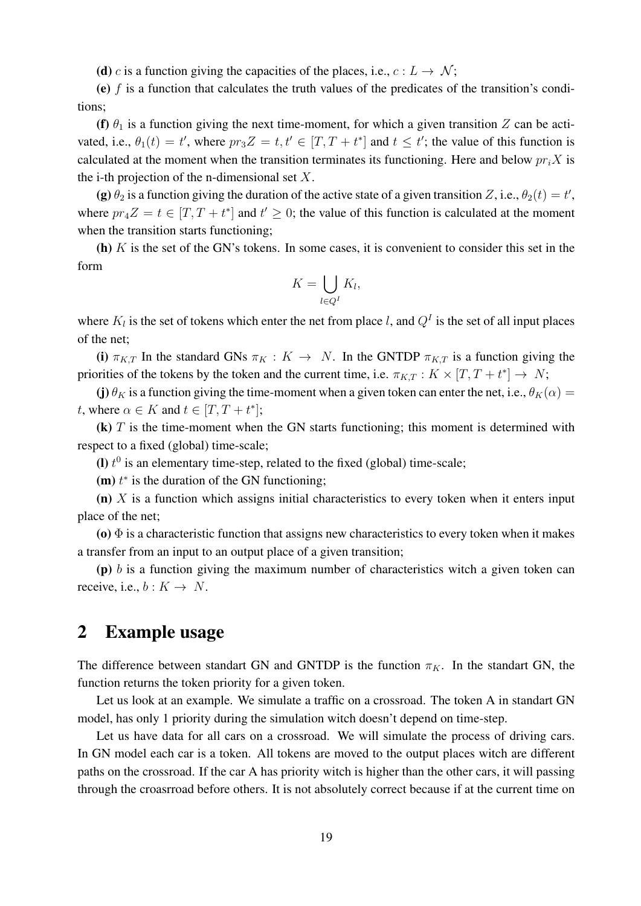**(d)** $c$ is a function giving the capacities of the places, i.e., $c : L \to \mathcal{N}$;

**(e)** $f$ is a function that calculates the truth values of the predicates of the transition's conditions;

**(f)** $\theta_1$ is a function giving the next time-moment, for which a given transition $Z$ can be activated, i.e., $\theta_1(t) = t'$, where $pr_3 Z = t, t' \in [T, T + t^*]$ and $t \leq t'$; the value of this function is calculated at the moment when the transition terminates its functioning. Here and below $pr_i X$ is the i-th projection of the n-dimensional set $X$.

**(g)** $\theta_2$ is a function giving the duration of the active state of a given transition $Z$, i.e., $\theta_2(t) = t'$, where $pr_4 Z = t \in [T, T + t^*]$ and $t' \geq 0$; the value of this function is calculated at the moment when the transition starts functioning;

**(h)** $K$ is the set of the GN's tokens. In some cases, it is convenient to consider this set in the form

$$K = \bigcup_{l \in Q^I} K_l,$$

where $K_l$ is the set of tokens which enter the net from place $l$, and $Q^I$ is the set of all input places of the net;

**(i)** $\pi_{K,T}$ In the standard GNs $\pi_K : K \to N$. In the GNTDP $\pi_{K,T}$ is a function giving the priorities of the tokens by the token and the current time, i.e. $\pi_{K,T} : K \times [T, T + t^*] \to N$;

**(j)** $\theta_K$ is a function giving the time-moment when a given token can enter the net, i.e., $\theta_K(\alpha) = t$, where $\alpha \in K$ and $t \in [T, T + t^*]$;

**(k)** $T$ is the time-moment when the GN starts functioning; this moment is determined with respect to a fixed (global) time-scale;

**(l)** $t^0$ is an elementary time-step, related to the fixed (global) time-scale;

**(m)** $t^*$ is the duration of the GN functioning;

**(n)** $X$ is a function which assigns initial characteristics to every token when it enters input place of the net;

**(o)** $\Phi$ is a characteristic function that assigns new characteristics to every token when it makes a transfer from an input to an output place of a given transition;

**(p)** $b$ is a function giving the maximum number of characteristics witch a given token can receive, i.e., $b : K \to N$.

## 2 Example usage

The difference between standart GN and GNTDP is the function $\pi_K$. In the standart GN, the function returns the token priority for a given token.

Let us look at an example. We simulate a traffic on a crossroad. The token A in standart GN model, has only 1 priority during the simulation witch doesn't depend on time-step.

Let us have data for all cars on a crossroad. We will simulate the process of driving cars. In GN model each car is a token. All tokens are moved to the output places witch are different paths on the crossroad. If the car A has priority witch is higher than the other cars, it will passing through the croasrroad before others. It is not absolutely correct because if at the current time on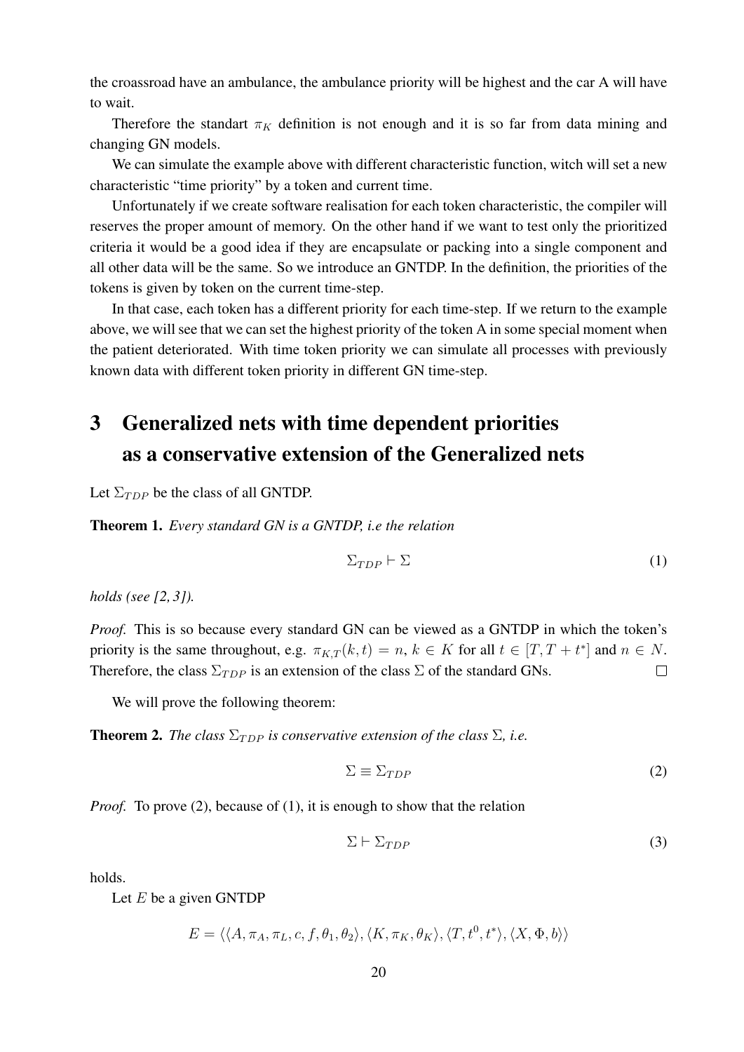the croassroad have an ambulance, the ambulance priority will be highest and the car A will have to wait.

Therefore the standart $\pi_K$ definition is not enough and it is so far from data mining and changing GN models.

We can simulate the example above with different characteristic function, witch will set a new characteristic "time priority" by a token and current time.

Unfortunately if we create software realisation for each token characteristic, the compiler will reserves the proper amount of memory. On the other hand if we want to test only the prioritized criteria it would be a good idea if they are encapsulate or packing into a single component and all other data will be the same. So we introduce an GNTDP. In the definition, the priorities of the tokens is given by token on the current time-step.

In that case, each token has a different priority for each time-step. If we return to the example above, we will see that we can set the highest priority of the token A in some special moment when the patient deteriorated. With time token priority we can simulate all processes with previously known data with different token priority in different GN time-step.

# 3 Generalized nets with time dependent priorities as a conservative extension of the Generalized nets

Let $\Sigma_{TDP}$ be the class of all GNTDP.

**Theorem 1.** *Every standard GN is a GNTDP, i.e the relation*

$$\Sigma_{TDP} \vdash \Sigma \tag{1}$$

*holds (see [2, 3]).*

*Proof.* This is so because every standard GN can be viewed as a GNTDP in which the token's priority is the same throughout, e.g. $\pi_{K,T}(k, t) = n$, $k \in K$ for all $t \in [T, T + t^*]$ and $n \in N$. Therefore, the class $\Sigma_{TDP}$ is an extension of the class $\Sigma$ of the standard GNs. $\square$

We will prove the following theorem:

**Theorem 2.** *The class $\Sigma_{TDP}$ is conservative extension of the class $\Sigma$, i.e.*

$$\Sigma \equiv \Sigma_{TDP} \tag{2}$$

*Proof.* To prove (2), because of (1), it is enough to show that the relation

$$\Sigma \vdash \Sigma_{TDP} \tag{3}$$

holds.

Let $E$ be a given GNTDP

$$E = \langle \langle A, \pi_A, \pi_L, c, f, \theta_1, \theta_2 \rangle, \langle K, \pi_K, \theta_K \rangle, \langle T, t^0, t^* \rangle, \langle X, \Phi, b \rangle \rangle$$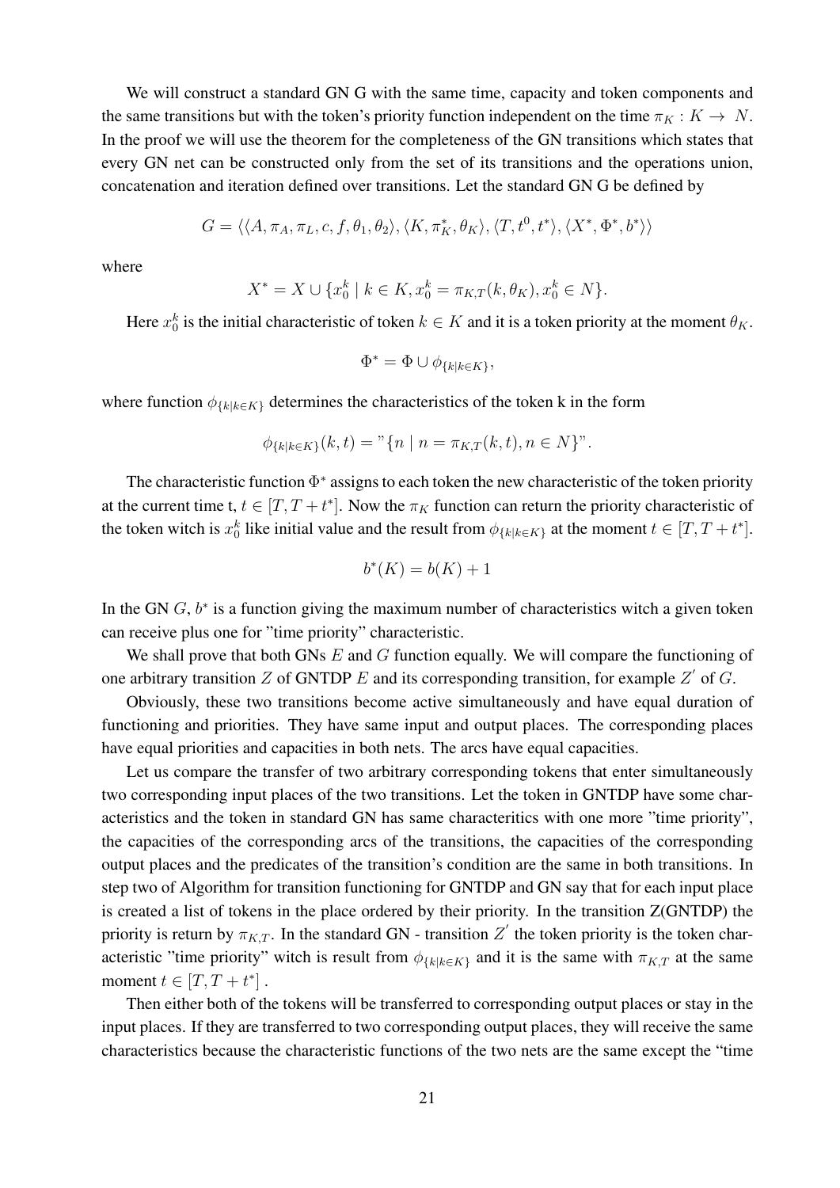We will construct a standard GN G with the same time, capacity and token components and the same transitions but with the token's priority function independent on the time $\pi_K : K \to N$. In the proof we will use the theorem for the completeness of the GN transitions which states that every GN net can be constructed only from the set of its transitions and the operations union, concatenation and iteration defined over transitions. Let the standard GN G be defined by

$$G = \langle\langle A, \pi_A, \pi_L, c, f, \theta_1, \theta_2\rangle, \langle K, \pi_K^*, \theta_K\rangle, \langle T, t^0, t^*\rangle, \langle X^*, \Phi^*, b^*\rangle\rangle$$

where

$$X^* = X \cup \{x_0^k \mid k \in K, x_0^k = \pi_{K,T}(k, \theta_K), x_0^k \in N\}.$$

Here $x_0^k$ is the initial characteristic of token $k \in K$ and it is a token priority at the moment $\theta_K$.

$$\Phi^* = \Phi \cup \phi_{\{k|k\in K\}},$$

where function $\phi_{\{k|k\in K\}}$ determines the characteristics of the token k in the form

$$\phi_{\{k|k\in K\}}(k, t) = \text{"}\{n \mid n = \pi_{K,T}(k, t), n \in N\}\text{"}.$$

The characteristic function $\Phi^*$ assigns to each token the new characteristic of the token priority at the current time t, $t \in [T, T + t^*]$. Now the $\pi_K$ function can return the priority characteristic of the token witch is $x_0^k$ like initial value and the result from $\phi_{\{k|k\in K\}}$ at the moment $t \in [T, T + t^*]$.

$$b^*(K) = b(K) + 1$$

In the GN $G$, $b^*$ is a function giving the maximum number of characteristics witch a given token can receive plus one for "time priority" characteristic.

We shall prove that both GNs $E$ and $G$ function equally. We will compare the functioning of one arbitrary transition $Z$ of GNTDP $E$ and its corresponding transition, for example $Z'$ of $G$.

Obviously, these two transitions become active simultaneously and have equal duration of functioning and priorities. They have same input and output places. The corresponding places have equal priorities and capacities in both nets. The arcs have equal capacities.

Let us compare the transfer of two arbitrary corresponding tokens that enter simultaneously two corresponding input places of the two transitions. Let the token in GNTDP have some characteristics and the token in standard GN has same characteritics with one more "time priority", the capacities of the corresponding arcs of the transitions, the capacities of the corresponding output places and the predicates of the transition's condition are the same in both transitions. In step two of Algorithm for transition functioning for GNTDP and GN say that for each input place is created a list of tokens in the place ordered by their priority. In the transition Z(GNTDP) the priority is return by $\pi_{K,T}$. In the standard GN - transition $Z'$ the token priority is the token characteristic "time priority" witch is result from $\phi_{\{k|k\in K\}}$ and it is the same with $\pi_{K,T}$ at the same moment $t \in [T, T + t^*]$ .

Then either both of the tokens will be transferred to corresponding output places or stay in the input places. If they are transferred to two corresponding output places, they will receive the same characteristics because the characteristic functions of the two nets are the same except the "time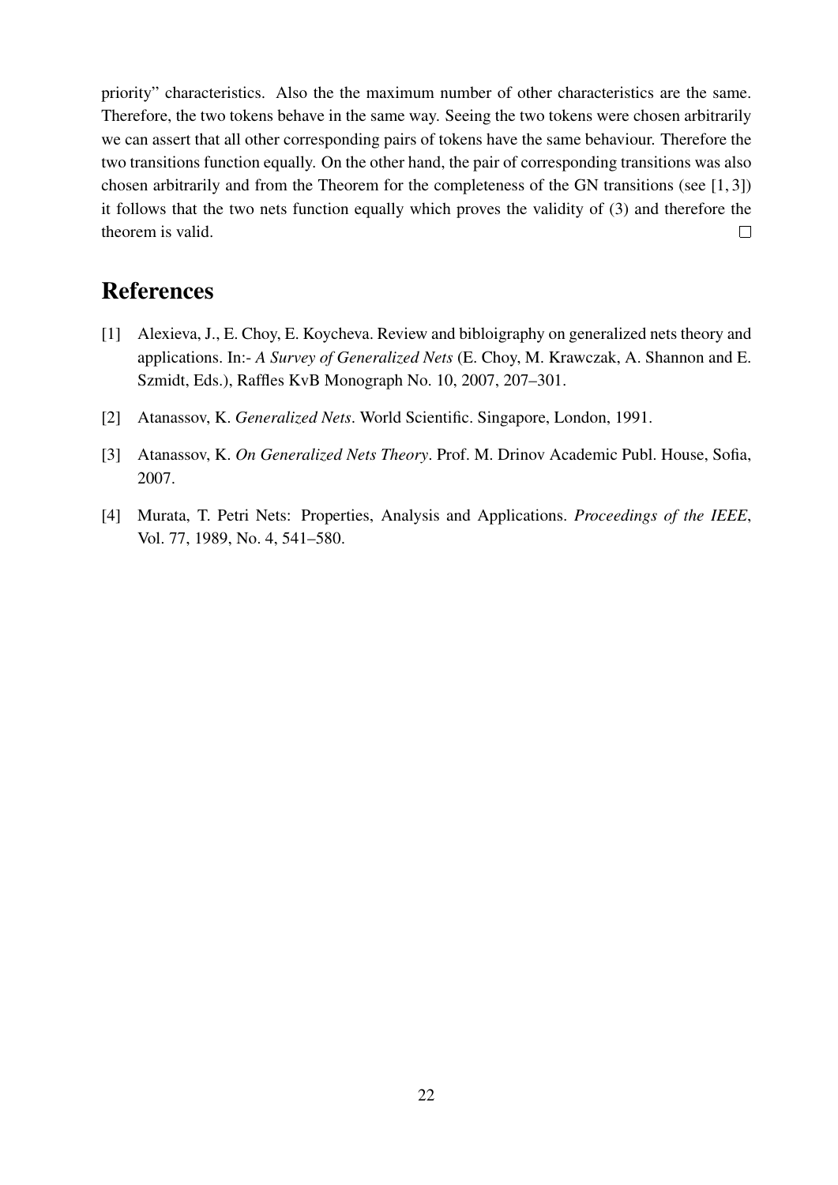priority" characteristics. Also the the maximum number of other characteristics are the same. Therefore, the two tokens behave in the same way. Seeing the two tokens were chosen arbitrarily we can assert that all other corresponding pairs of tokens have the same behaviour. Therefore the two transitions function equally. On the other hand, the pair of corresponding transitions was also chosen arbitrarily and from the Theorem for the completeness of the GN transitions (see [1, 3]) it follows that the two nets function equally which proves the validity of (3) and therefore the theorem is valid. □

# References

[1] Alexieva, J., E. Choy, E. Koycheva. Review and bibloigraphy on generalized nets theory and applications. In:- *A Survey of Generalized Nets* (E. Choy, M. Krawczak, A. Shannon and E. Szmidt, Eds.), Raffles KvB Monograph No. 10, 2007, 207–301.

[2] Atanassov, K. *Generalized Nets*. World Scientific. Singapore, London, 1991.

[3] Atanassov, K. *On Generalized Nets Theory*. Prof. M. Drinov Academic Publ. House, Sofia, 2007.

[4] Murata, T. Petri Nets: Properties, Analysis and Applications. *Proceedings of the IEEE*, Vol. 77, 1989, No. 4, 541–580.